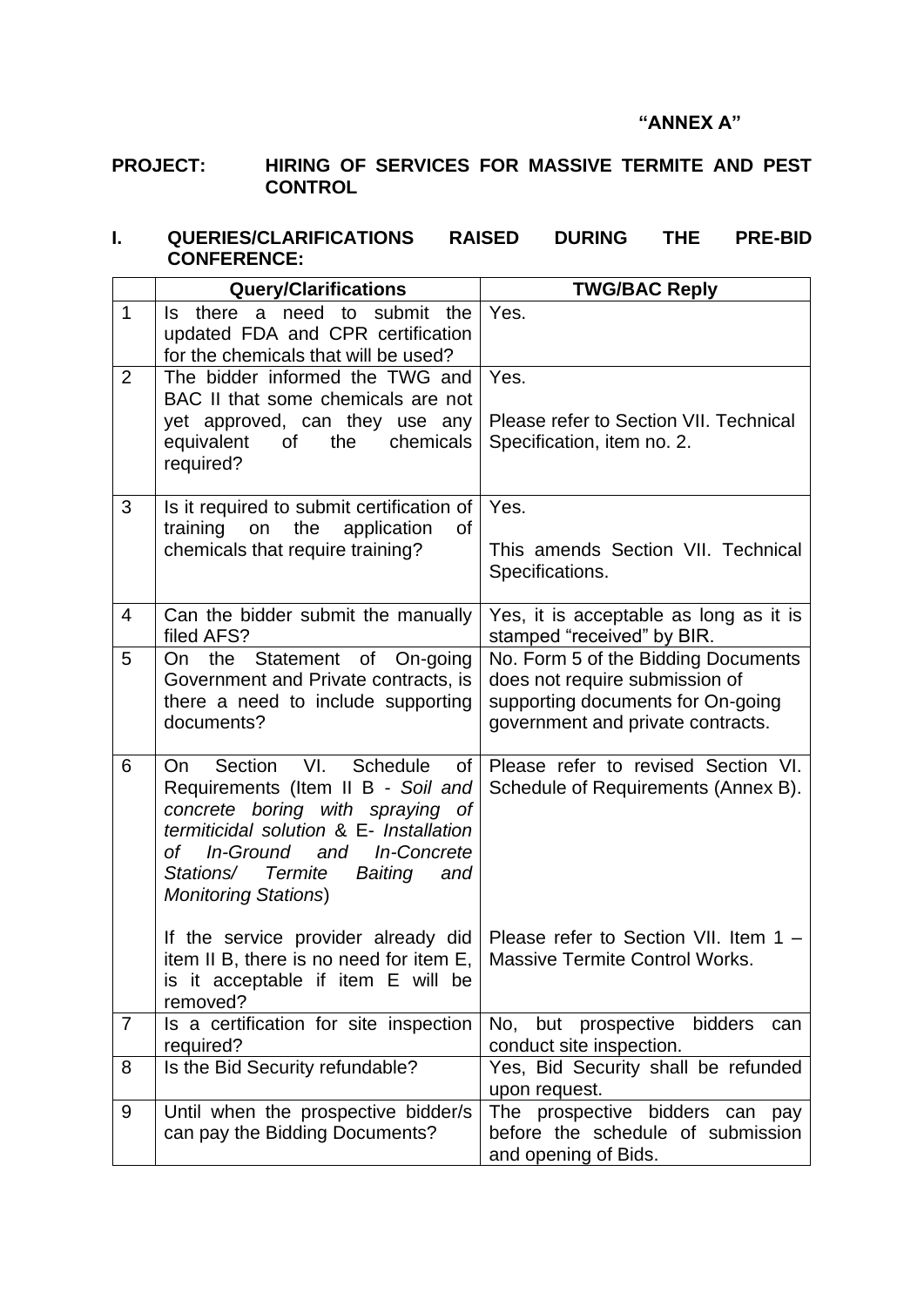**"ANNEX A"**

**PROJECT: HIRING OF SERVICES FOR MASSIVE TERMITE AND PEST CONTROL**

**I. QUERIES/CLARIFICATIONS RAISED DURING THE PRE-BID CONFERENCE:**

| | Query/Clarifications | TWG/BAC Reply |
|---|---|---|
| 1 | Is there a need to submit the updated FDA and CPR certification for the chemicals that will be used? | Yes. |
| 2 | The bidder informed the TWG and BAC II that some chemicals are not yet approved, can they use any equivalent of the chemicals required? | Yes.<br><br>Please refer to Section VII. Technical Specification, item no. 2. |
| 3 | Is it required to submit certification of training on the application of chemicals that require training? | Yes.<br><br>This amends Section VII. Technical Specifications. |
| 4 | Can the bidder submit the manually filed AFS? | Yes, it is acceptable as long as it is stamped "received" by BIR. |
| 5 | On the Statement of On-going Government and Private contracts, is there a need to include supporting documents? | No. Form 5 of the Bidding Documents does not require submission of supporting documents for On-going government and private contracts. |
| 6 | On Section VI. Schedule of Requirements (Item II B - *Soil and concrete boring with spraying of termiticidal solution* & E- *Installation of In-Ground and In-Concrete Stations/ Termite Baiting and Monitoring Stations*)<br><br>If the service provider already did item II B, there is no need for item E, is it acceptable if item E will be removed? | Please refer to revised Section VI. Schedule of Requirements (Annex B).<br><br>Please refer to Section VII. Item 1 – Massive Termite Control Works. |
| 7 | Is a certification for site inspection required? | No, but prospective bidders can conduct site inspection. |
| 8 | Is the Bid Security refundable? | Yes, Bid Security shall be refunded upon request. |
| 9 | Until when the prospective bidder/s can pay the Bidding Documents? | The prospective bidders can pay before the schedule of submission and opening of Bids. |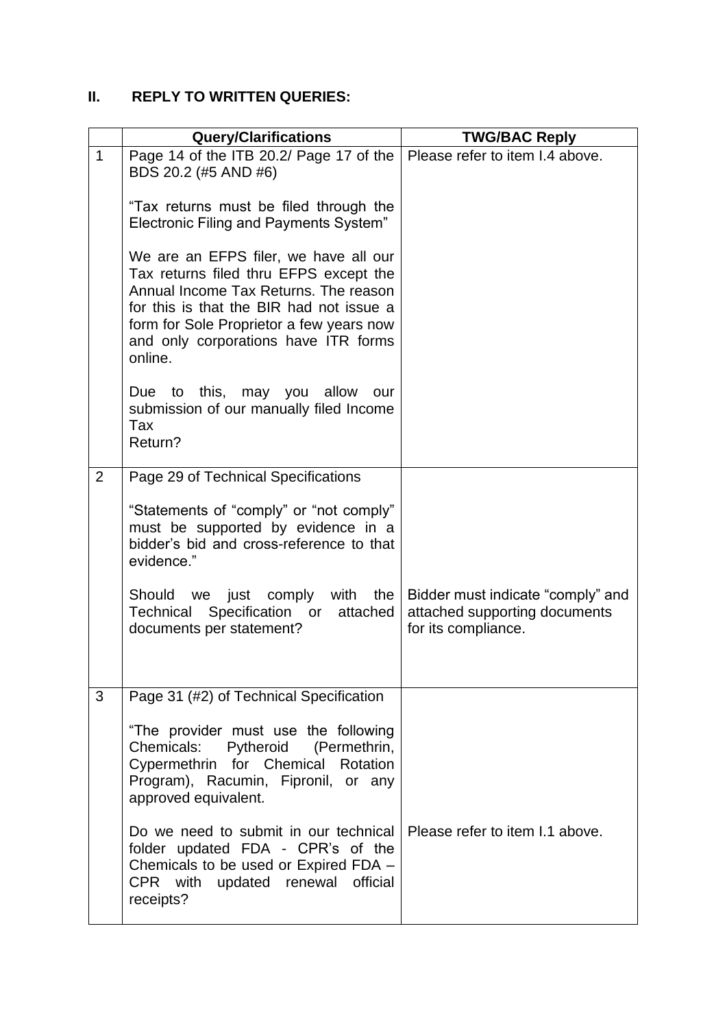## II. REPLY TO WRITTEN QUERIES:

| | Query/Clarifications | TWG/BAC Reply |
|---|---|---|
| 1 | Page 14 of the ITB 20.2/ Page 17 of the BDS 20.2 (#5 AND #6)<br><br>"Tax returns must be filed through the Electronic Filing and Payments System"<br><br>We are an EFPS filer, we have all our Tax returns filed thru EFPS except the Annual Income Tax Returns. The reason for this is that the BIR had not issue a form for Sole Proprietor a few years now and only corporations have ITR forms online.<br><br>Due to this, may you allow our submission of our manually filed Income Tax Return? | Please refer to item I.4 above. |
| 2 | Page 29 of Technical Specifications<br><br>"Statements of "comply" or "not comply" must be supported by evidence in a bidder's bid and cross-reference to that evidence."<br><br>Should we just comply with the Technical Specification or attached documents per statement? | Bidder must indicate "comply" and attached supporting documents for its compliance. |
| 3 | Page 31 (#2) of Technical Specification<br><br>"The provider must use the following Chemicals: Pytheroid (Permethrin, Cypermethrin for Chemical Rotation Program), Racumin, Fipronil, or any approved equivalent.<br><br>Do we need to submit in our technical folder updated FDA - CPR's of the Chemicals to be used or Expired FDA – CPR with updated renewal official receipts? | Please refer to item I.1 above. |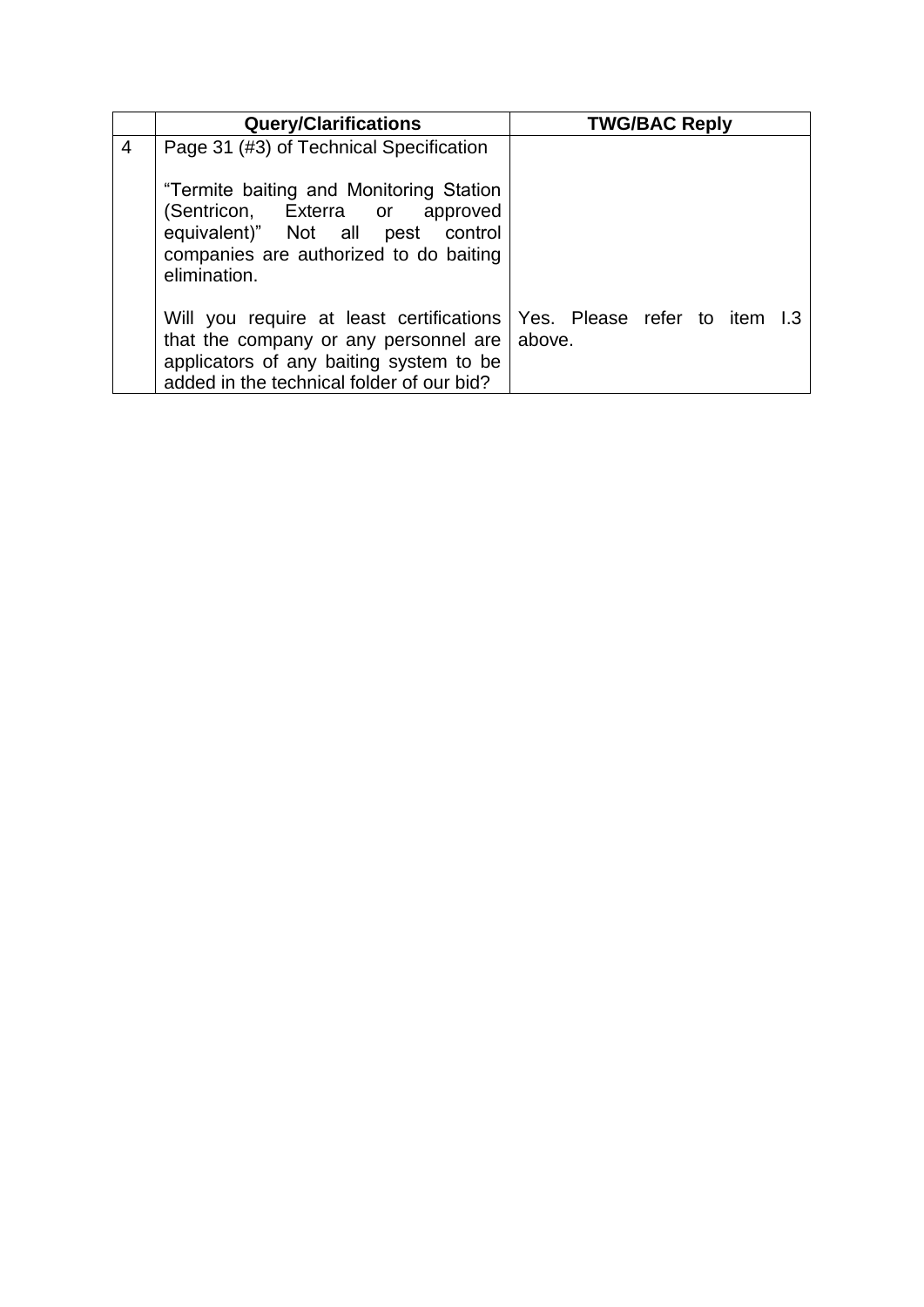| | Query/Clarifications | TWG/BAC Reply |
|---|---|---|
| 4 | Page 31 (#3) of Technical Specification<br><br>"Termite baiting and Monitoring Station (Sentricon, Exterra or approved equivalent)" Not all pest control companies are authorized to do baiting elimination.<br><br>Will you require at least certifications that the company or any personnel are applicators of any baiting system to be added in the technical folder of our bid? | Yes. Please refer to item I.3 above. |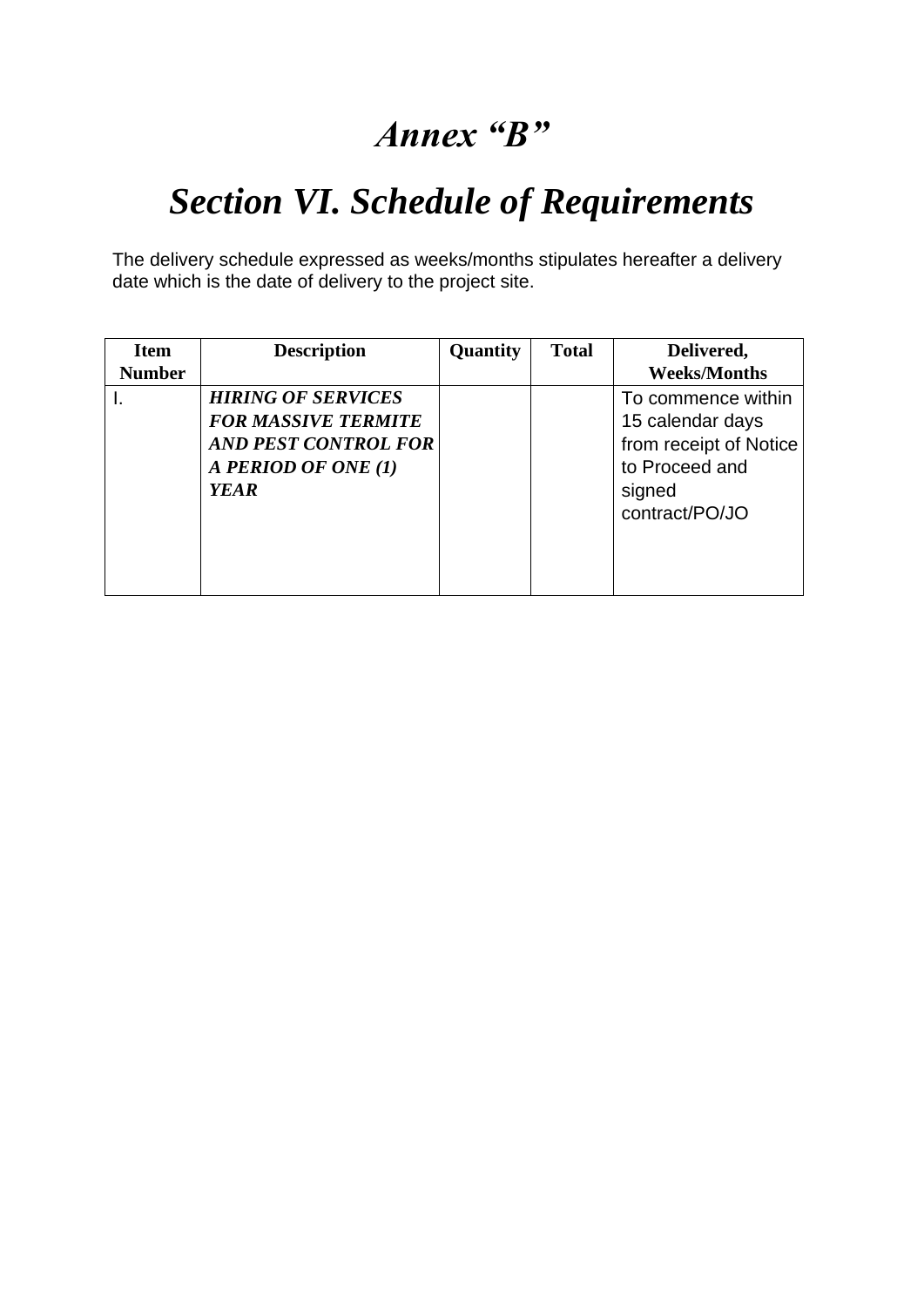# *Annex "B"*

# *Section VI. Schedule of Requirements*

The delivery schedule expressed as weeks/months stipulates hereafter a delivery date which is the date of delivery to the project site.

| Item Number | Description | Quantity | Total | Delivered, Weeks/Months |
|---|---|---|---|---|
| I. | ***HIRING OF SERVICES FOR MASSIVE TERMITE AND PEST CONTROL FOR A PERIOD OF ONE (1) YEAR*** | | | To commence within 15 calendar days from receipt of Notice to Proceed and signed contract/PO/JO |